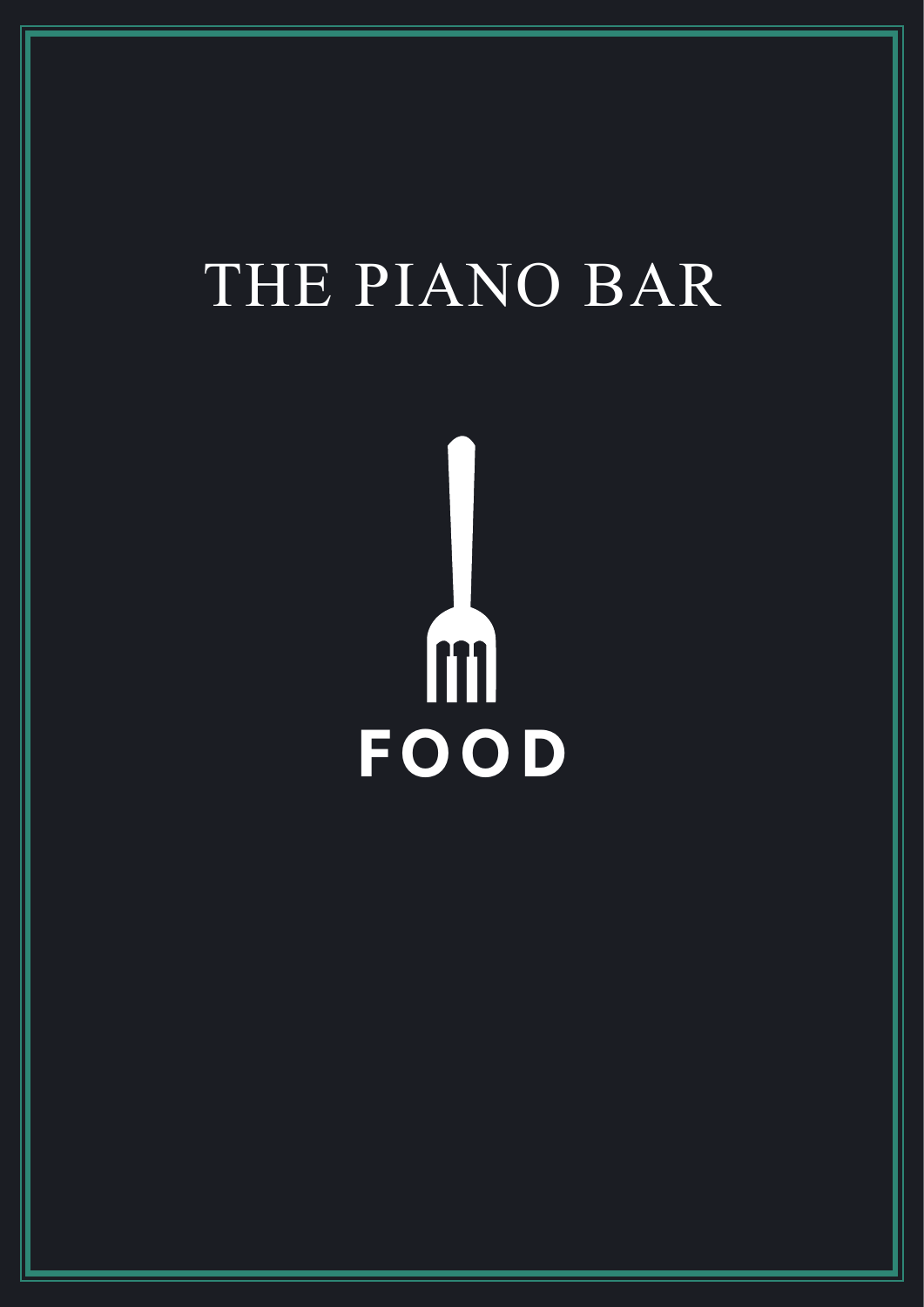# THE PIANO BAR

## FOOD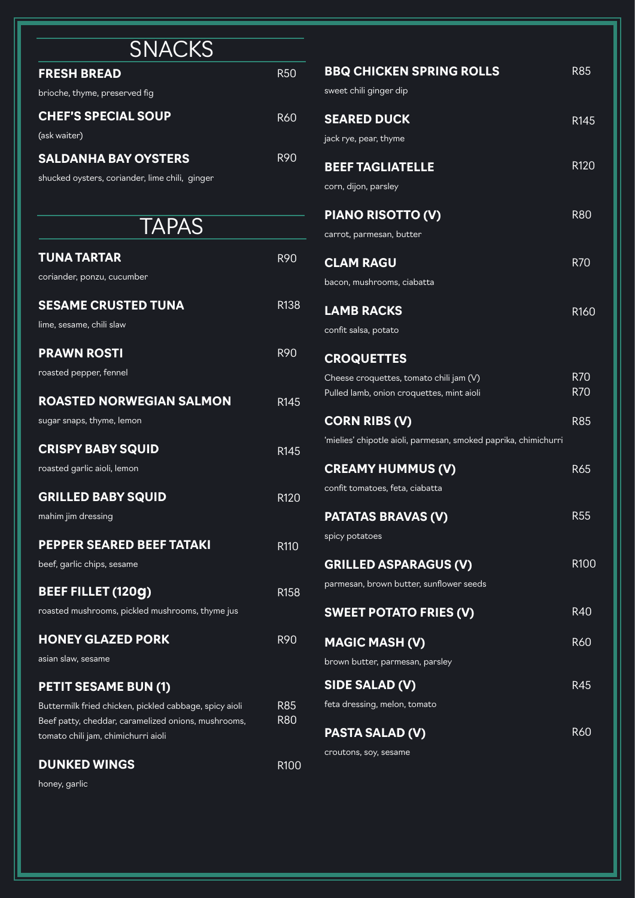## SNACKS

**FRESH BREAD** R50
brioche, thyme, preserved fig

**CHEF'S SPECIAL SOUP** R60
(ask waiter)

**SALDANHA BAY OYSTERS** R90
shucked oysters, coriander, lime chili, ginger

## TAPAS

**TUNA TARTAR** R90
coriander, ponzu, cucumber

**SESAME CRUSTED TUNA** R138
lime, sesame, chili slaw

**PRAWN ROSTI** R90
roasted pepper, fennel

**ROASTED NORWEGIAN SALMON** R145
sugar snaps, thyme, lemon

**CRISPY BABY SQUID** R145
roasted garlic aioli, lemon

**GRILLED BABY SQUID** R120
mahim jim dressing

**PEPPER SEARED BEEF TATAKI** R110
beef, garlic chips, sesame

**BEEF FILLET (120g)** R158
roasted mushrooms, pickled mushrooms, thyme jus

**HONEY GLAZED PORK** R90
asian slaw, sesame

**PETIT SESAME BUN (1)**
Buttermilk fried chicken, pickled cabbage, spicy aioli R85
Beef patty, cheddar, caramelized onions, mushrooms, tomato chili jam, chimichurri aioli R80

**DUNKED WINGS** R100
honey, garlic

**BBQ CHICKEN SPRING ROLLS** R85
sweet chili ginger dip

**SEARED DUCK** R145
jack rye, pear, thyme

**BEEF TAGLIATELLE** R120
corn, dijon, parsley

**PIANO RISOTTO (V)** R80
carrot, parmesan, butter

**CLAM RAGU** R70
bacon, mushrooms, ciabatta

**LAMB RACKS** R160
confit salsa, potato

**CROQUETTES**
Cheese croquettes, tomato chili jam (V) R70
Pulled lamb, onion croquettes, mint aioli R70

**CORN RIBS (V)** R85
'mielies' chipotle aioli, parmesan, smoked paprika, chimichurri

**CREAMY HUMMUS (V)** R65
confit tomatoes, feta, ciabatta

**PATATAS BRAVAS (V)** R55
spicy potatoes

**GRILLED ASPARAGUS (V)** R100
parmesan, brown butter, sunflower seeds

**SWEET POTATO FRIES (V)** R40

**MAGIC MASH (V)** R60
brown butter, parmesan, parsley

**SIDE SALAD (V)** R45
feta dressing, melon, tomato

**PASTA SALAD (V)** R60
croutons, soy, sesame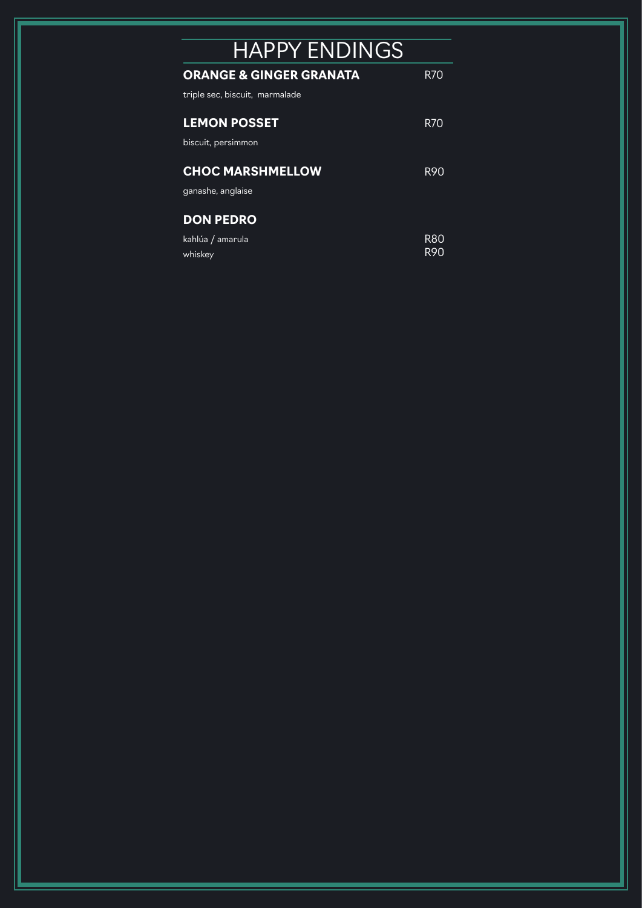# HAPPY ENDINGS

**ORANGE & GINGER GRANATA** R70

triple sec, biscuit, marmalade

**LEMON POSSET** R70

biscuit, persimmon

**CHOC MARSHMELLOW** R90

ganashe, anglaise

**DON PEDRO**

kahlúa / amarula R80

whiskey R90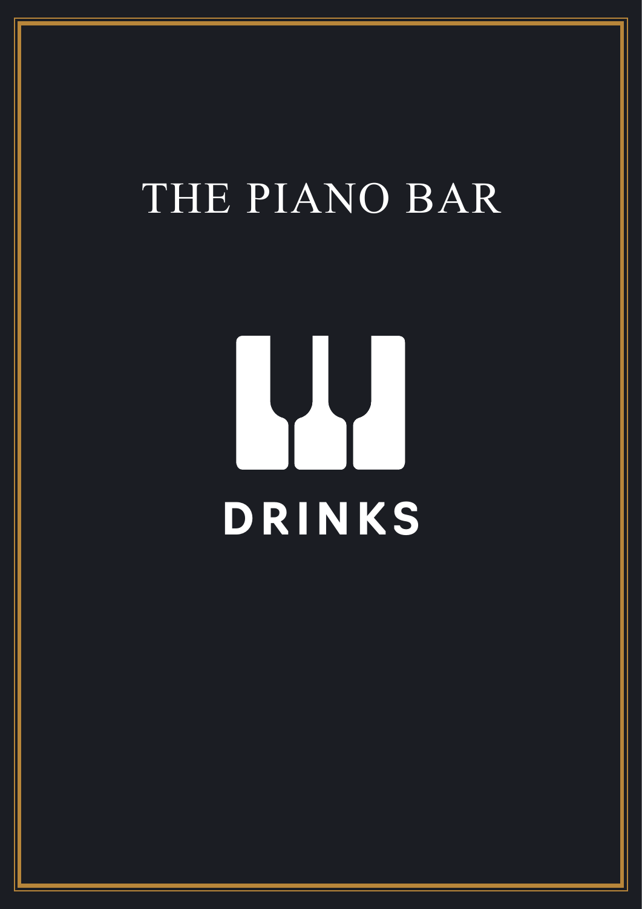# THE PIANO BAR

## DRINKS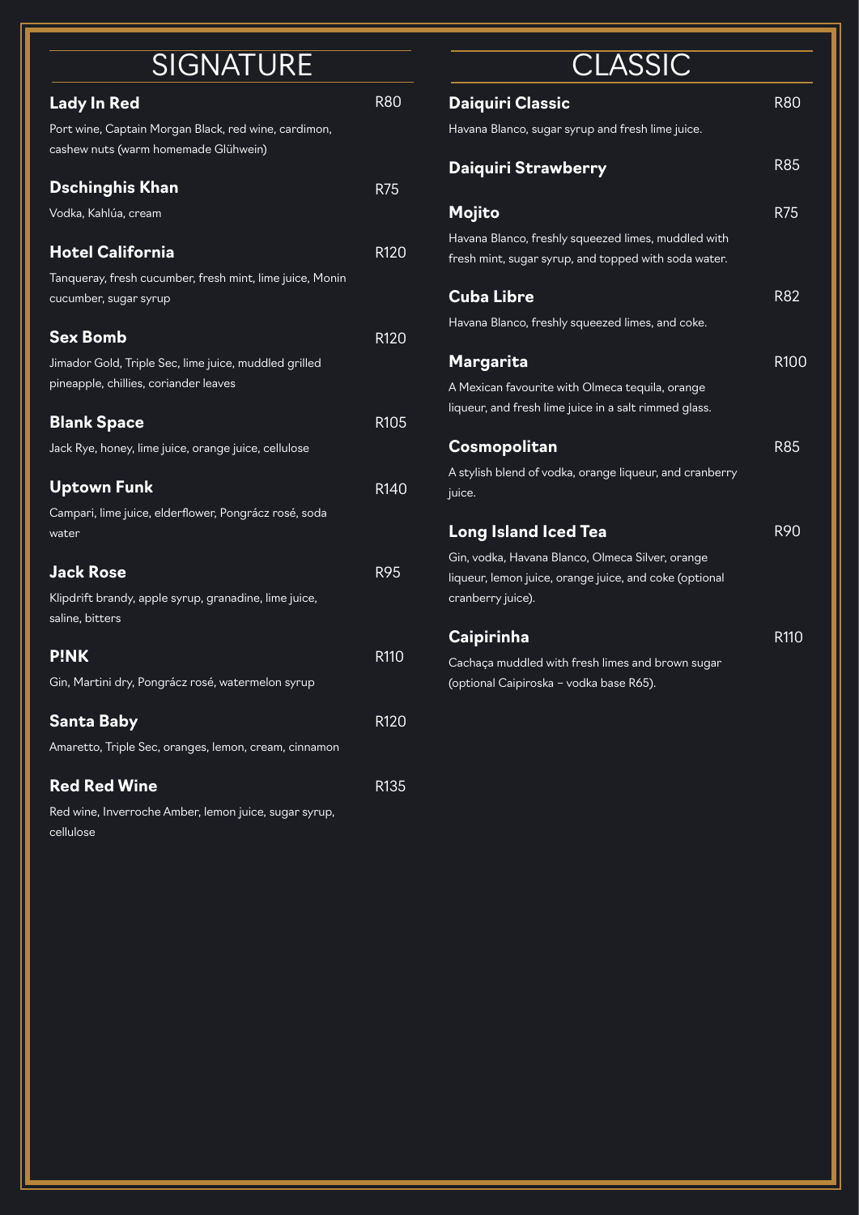## SIGNATURE

**Lady In Red** R80
Port wine, Captain Morgan Black, red wine, cardimon, cashew nuts (warm homemade Glühwein)

**Dschinghis Khan** R75
Vodka, Kahlúa, cream

**Hotel California** R120
Tanqueray, fresh cucumber, fresh mint, lime juice, Monin cucumber, sugar syrup

**Sex Bomb** R120
Jimador Gold, Triple Sec, lime juice, muddled grilled pineapple, chillies, coriander leaves

**Blank Space** R105
Jack Rye, honey, lime juice, orange juice, cellulose

**Uptown Funk** R140
Campari, lime juice, elderflower, Pongrácz rosé, soda water

**Jack Rose** R95
Klipdrift brandy, apple syrup, granadine, lime juice, saline, bitters

**P!NK** R110
Gin, Martini dry, Pongrácz rosé, watermelon syrup

**Santa Baby** R120
Amaretto, Triple Sec, oranges, lemon, cream, cinnamon

**Red Red Wine** R135
Red wine, Inverroche Amber, lemon juice, sugar syrup, cellulose

## CLASSIC

**Daiquiri Classic** R80
Havana Blanco, sugar syrup and fresh lime juice.

**Daiquiri Strawberry** R85

**Mojito** R75
Havana Blanco, freshly squeezed limes, muddled with fresh mint, sugar syrup, and topped with soda water.

**Cuba Libre** R82
Havana Blanco, freshly squeezed limes, and coke.

**Margarita** R100
A Mexican favourite with Olmeca tequila, orange liqueur, and fresh lime juice in a salt rimmed glass.

**Cosmopolitan** R85
A stylish blend of vodka, orange liqueur, and cranberry juice.

**Long Island Iced Tea** R90
Gin, vodka, Havana Blanco, Olmeca Silver, orange liqueur, lemon juice, orange juice, and coke (optional cranberry juice).

**Caipirinha** R110
Cachaça muddled with fresh limes and brown sugar (optional Caipiroska – vodka base R65).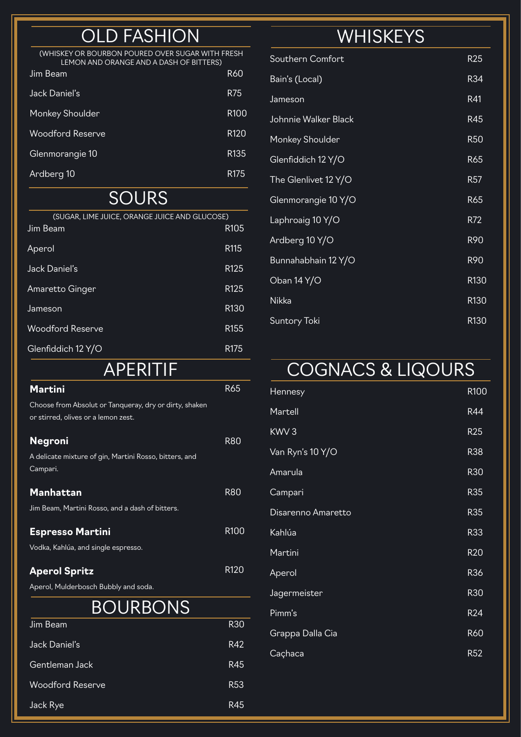## OLD FASHION

(WHISKEY OR BOURBON POURED OVER SUGAR WITH FRESH LEMON AND ORANGE AND A DASH OF BITTERS)

| | |
|---|---|
| Jim Beam | R60 |
| Jack Daniel's | R75 |
| Monkey Shoulder | R100 |
| Woodford Reserve | R120 |
| Glenmorangie 10 | R135 |
| Ardberg 10 | R175 |

## SOURS

(SUGAR, LIME JUICE, ORANGE JUICE AND GLUCOSE)

| | |
|---|---|
| Jim Beam | R105 |
| Aperol | R115 |
| Jack Daniel's | R125 |
| Amaretto Ginger | R125 |
| Jameson | R130 |
| Woodford Reserve | R155 |
| Glenfiddich 12 Y/O | R175 |

## APERITIF

**Martini** R65

Choose from Absolut or Tanqueray, dry or dirty, shaken or stirred, olives or a lemon zest.

**Negroni** R80

A delicate mixture of gin, Martini Rosso, bitters, and Campari.

**Manhattan** R80

Jim Beam, Martini Rosso, and a dash of bitters.

**Espresso Martini** R100

Vodka, Kahlúa, and single espresso.

**Aperol Spritz** R120

Aperol, Mulderbosch Bubbly and soda.

## BOURBONS

| | |
|---|---|
| Jim Beam | R30 |
| Jack Daniel's | R42 |
| Gentleman Jack | R45 |
| Woodford Reserve | R53 |
| Jack Rye | R45 |

## WHISKEYS

| | |
|---|---|
| Southern Comfort | R25 |
| Bain's (Local) | R34 |
| Jameson | R41 |
| Johnnie Walker Black | R45 |
| Monkey Shoulder | R50 |
| Glenfiddich 12 Y/O | R65 |
| The Glenlivet 12 Y/O | R57 |
| Glenmorangie 10 Y/O | R65 |
| Laphroaig 10 Y/O | R72 |
| Ardberg 10 Y/O | R90 |
| Bunnahabhain 12 Y/O | R90 |
| Oban 14 Y/O | R130 |
| Nikka | R130 |
| Suntory Toki | R130 |

## COGNACS & LIQOURS

| | |
|---|---|
| Hennesy | R100 |
| Martell | R44 |
| KWV 3 | R25 |
| Van Ryn's 10 Y/O | R38 |
| Amarula | R30 |
| Campari | R35 |
| Disarenno Amaretto | R35 |
| Kahlúa | R33 |
| Martini | R20 |
| Aperol | R36 |
| Jagermeister | R30 |
| Pimm's | R24 |
| Grappa Dalla Cia | R60 |
| Caçhaca | R52 |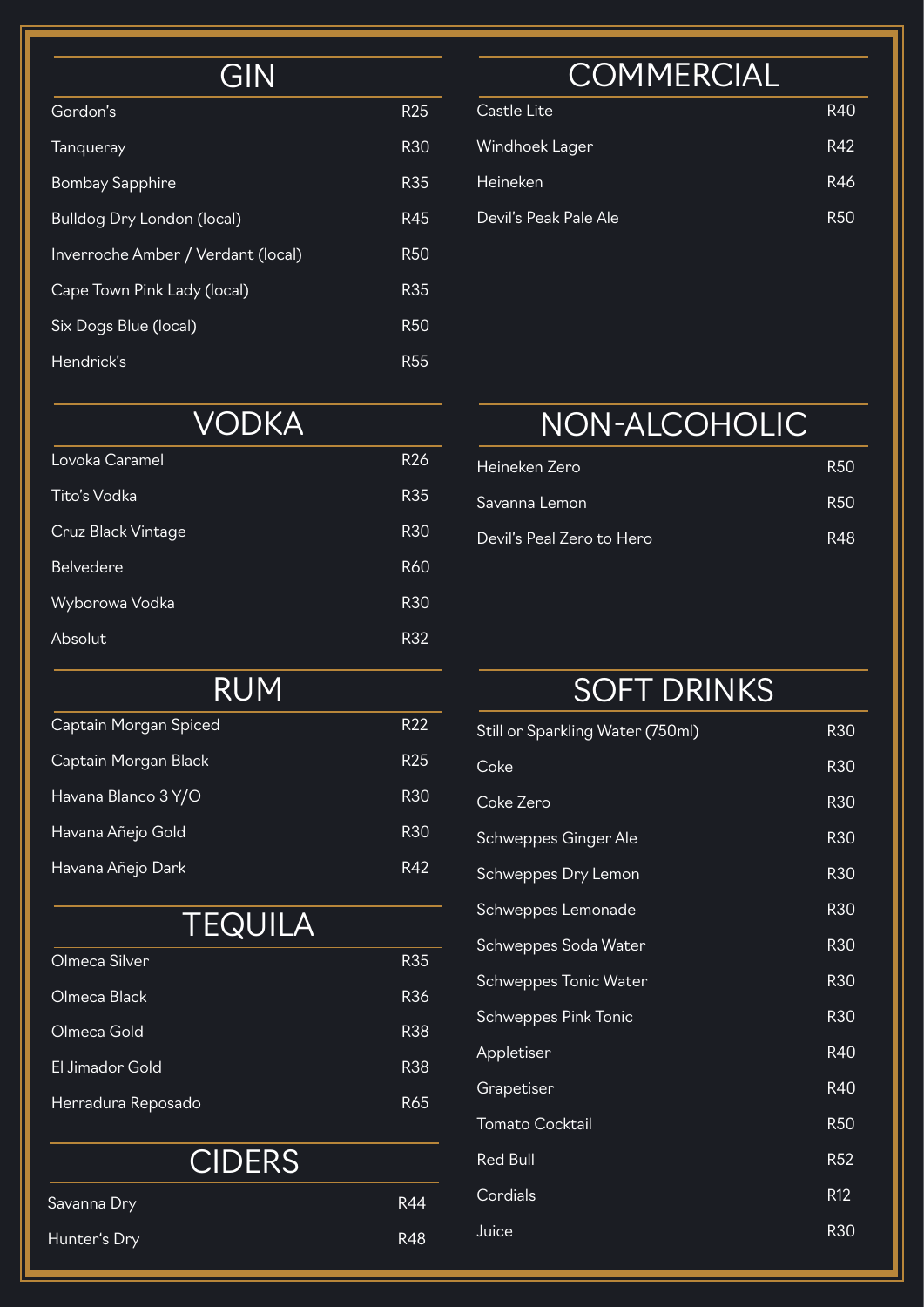## GIN

| Item | Price |
|---|---|
| Gordon's | R25 |
| Tanqueray | R30 |
| Bombay Sapphire | R35 |
| Bulldog Dry London (local) | R45 |
| Inverroche Amber / Verdant (local) | R50 |
| Cape Town Pink Lady (local) | R35 |
| Six Dogs Blue (local) | R50 |
| Hendrick's | R55 |

## VODKA

| Item | Price |
|---|---|
| Lovoka Caramel | R26 |
| Tito's Vodka | R35 |
| Cruz Black Vintage | R30 |
| Belvedere | R60 |
| Wyborowa Vodka | R30 |
| Absolut | R32 |

## RUM

| Item | Price |
|---|---|
| Captain Morgan Spiced | R22 |
| Captain Morgan Black | R25 |
| Havana Blanco 3 Y/O | R30 |
| Havana Añejo Gold | R30 |
| Havana Añejo Dark | R42 |

## TEQUILA

| Item | Price |
|---|---|
| Olmeca Silver | R35 |
| Olmeca Black | R36 |
| Olmeca Gold | R38 |
| El Jimador Gold | R38 |
| Herradura Reposado | R65 |

## CIDERS

| Item | Price |
|---|---|
| Savanna Dry | R44 |
| Hunter's Dry | R48 |

## COMMERCIAL

| Item | Price |
|---|---|
| Castle Lite | R40 |
| Windhoek Lager | R42 |
| Heineken | R46 |
| Devil's Peak Pale Ale | R50 |

## NON-ALCOHOLIC

| Item | Price |
|---|---|
| Heineken Zero | R50 |
| Savanna Lemon | R50 |
| Devil's Peal Zero to Hero | R48 |

## SOFT DRINKS

| Item | Price |
|---|---|
| Still or Sparkling Water (750ml) | R30 |
| Coke | R30 |
| Coke Zero | R30 |
| Schweppes Ginger Ale | R30 |
| Schweppes Dry Lemon | R30 |
| Schweppes Lemonade | R30 |
| Schweppes Soda Water | R30 |
| Schweppes Tonic Water | R30 |
| Schweppes Pink Tonic | R30 |
| Appletiser | R40 |
| Grapetiser | R40 |
| Tomato Cocktail | R50 |
| Red Bull | R52 |
| Cordials | R12 |
| Juice | R30 |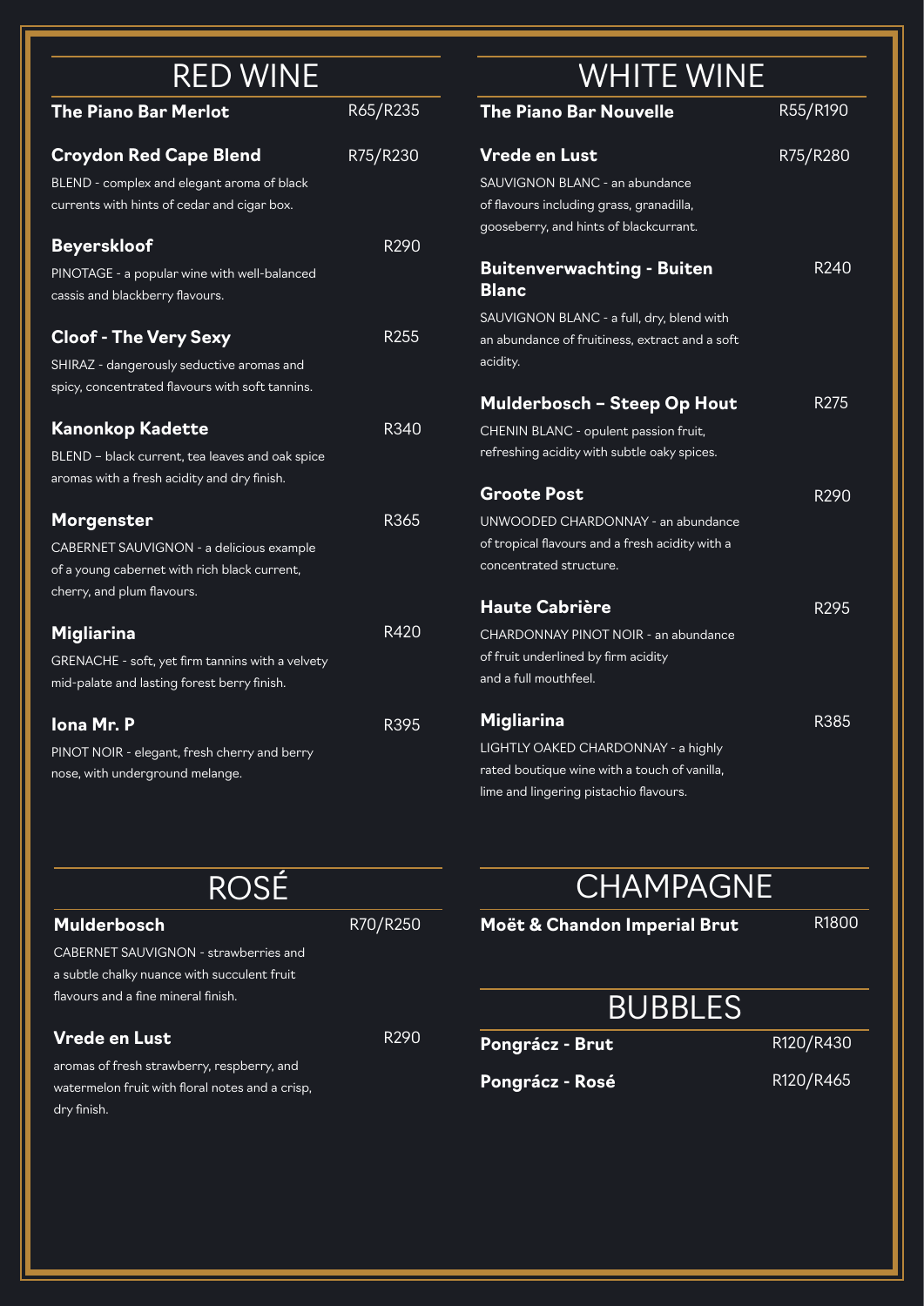# RED WINE

**The Piano Bar Merlot** — R65/R235

**Croydon Red Cape Blend** — R75/R230
BLEND - complex and elegant aroma of black currents with hints of cedar and cigar box.

**Beyerskloof** — R290
PINOTAGE - a popular wine with well-balanced cassis and blackberry flavours.

**Cloof - The Very Sexy** — R255
SHIRAZ - dangerously seductive aromas and spicy, concentrated flavours with soft tannins.

**Kanonkop Kadette** — R340
BLEND – black current, tea leaves and oak spice aromas with a fresh acidity and dry finish.

**Morgenster** — R365
CABERNET SAUVIGNON - a delicious example of a young cabernet with rich black current, cherry, and plum flavours.

**Migliarina** — R420
GRENACHE - soft, yet firm tannins with a velvety mid-palate and lasting forest berry finish.

**Iona Mr. P** — R395
PINOT NOIR - elegant, fresh cherry and berry nose, with underground melange.

# WHITE WINE

**The Piano Bar Nouvelle** — R55/R190

**Vrede en Lust** — R75/R280
SAUVIGNON BLANC - an abundance of flavours including grass, granadilla, gooseberry, and hints of blackcurrant.

**Buitenverwachting - Buiten Blanc** — R240
SAUVIGNON BLANC - a full, dry, blend with an abundance of fruitiness, extract and a soft acidity.

**Mulderbosch – Steep Op Hout** — R275
CHENIN BLANC - opulent passion fruit, refreshing acidity with subtle oaky spices.

**Groote Post** — R290
UNWOODED CHARDONNAY - an abundance of tropical flavours and a fresh acidity with a concentrated structure.

**Haute Cabrière** — R295
CHARDONNAY PINOT NOIR - an abundance of fruit underlined by firm acidity and a full mouthfeel.

**Migliarina** — R385
LIGHTLY OAKED CHARDONNAY - a highly rated boutique wine with a touch of vanilla, lime and lingering pistachio flavours.

# ROSÉ

**Mulderbosch** — R70/R250
CABERNET SAUVIGNON - strawberries and a subtle chalky nuance with succulent fruit flavours and a fine mineral finish.

**Vrede en Lust** — R290
aromas of fresh strawberry, respberry, and watermelon fruit with floral notes and a crisp, dry finish.

# CHAMPAGNE

**Moët & Chandon Imperial Brut** — R1800

# BUBBLES

**Pongrácz - Brut** — R120/R430

**Pongrácz - Rosé** — R120/R465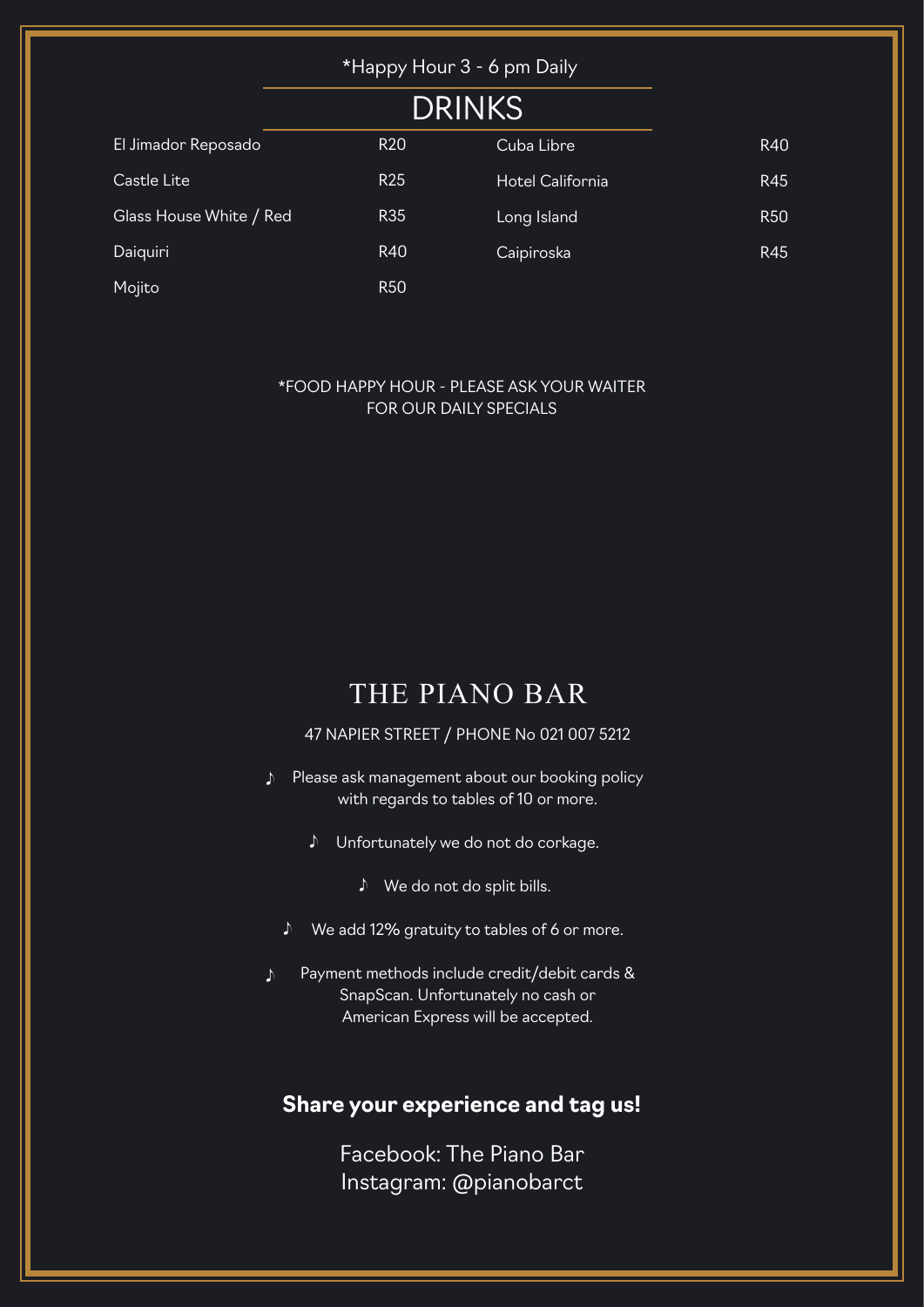*Happy Hour 3 - 6 pm Daily

## DRINKS

| | | | |
|---|---|---|---|
| El Jimador Reposado | R20 | Cuba Libre | R40 |
| Castle Lite | R25 | Hotel California | R45 |
| Glass House White / Red | R35 | Long Island | R50 |
| Daiquiri | R40 | Caipiroska | R45 |
| Mojito | R50 | | |

*FOOD HAPPY HOUR - PLEASE ASK YOUR WAITER FOR OUR DAILY SPECIALS

# THE PIANO BAR

47 NAPIER STREET / PHONE No 021 007 5212

- ♪ Please ask management about our booking policy with regards to tables of 10 or more.
- ♪ Unfortunately we do not do corkage.
- ♪ We do not do split bills.
- ♪ We add 12% gratuity to tables of 6 or more.
- ♪ Payment methods include credit/debit cards & SnapScan. Unfortunately no cash or American Express will be accepted.

**Share your experience and tag us!**

Facebook: The Piano Bar
Instagram: @pianobarct